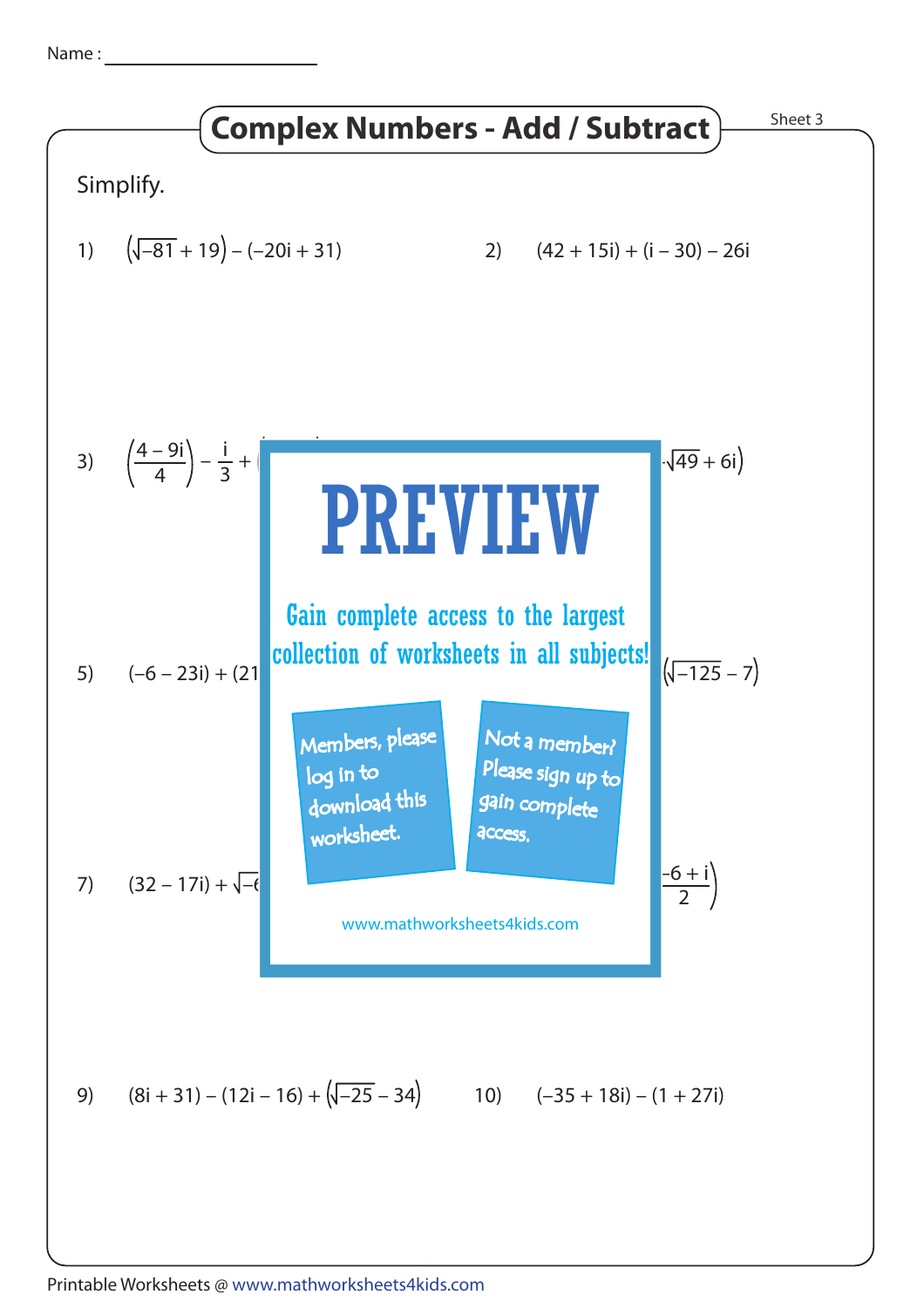Name : ____________________

# Complex Numbers - Add / Subtract

Sheet 3

Simplify.

1) $\left(\sqrt{-81} + 19\right) - (-20i + 31)$

2) $(42 + 15i) + (i - 30) - 26i$

3) $\left(\dfrac{4 - 9i}{4}\right) - \dfrac{i}{3} + ($

$\sqrt{49} + 6i\right)$

5) $(-6 - 23i) + (21$

$\left(\sqrt{-125} - 7\right)$

7) $(32 - 17i) + \sqrt{-6}$

$\dfrac{-6 + i}{2}\right)$

PREVIEW

Gain complete access to the largest collection of worksheets in all subjects!

Members, please log in to download this worksheet.

Not a member? Please sign up to gain complete access.

www.mathworksheets4kids.com

9) $(8i + 31) - (12i - 16) + \left(\sqrt{-25} - 34\right)$

10) $(-35 + 18i) - (1 + 27i)$

Printable Worksheets @ www.mathworksheets4kids.com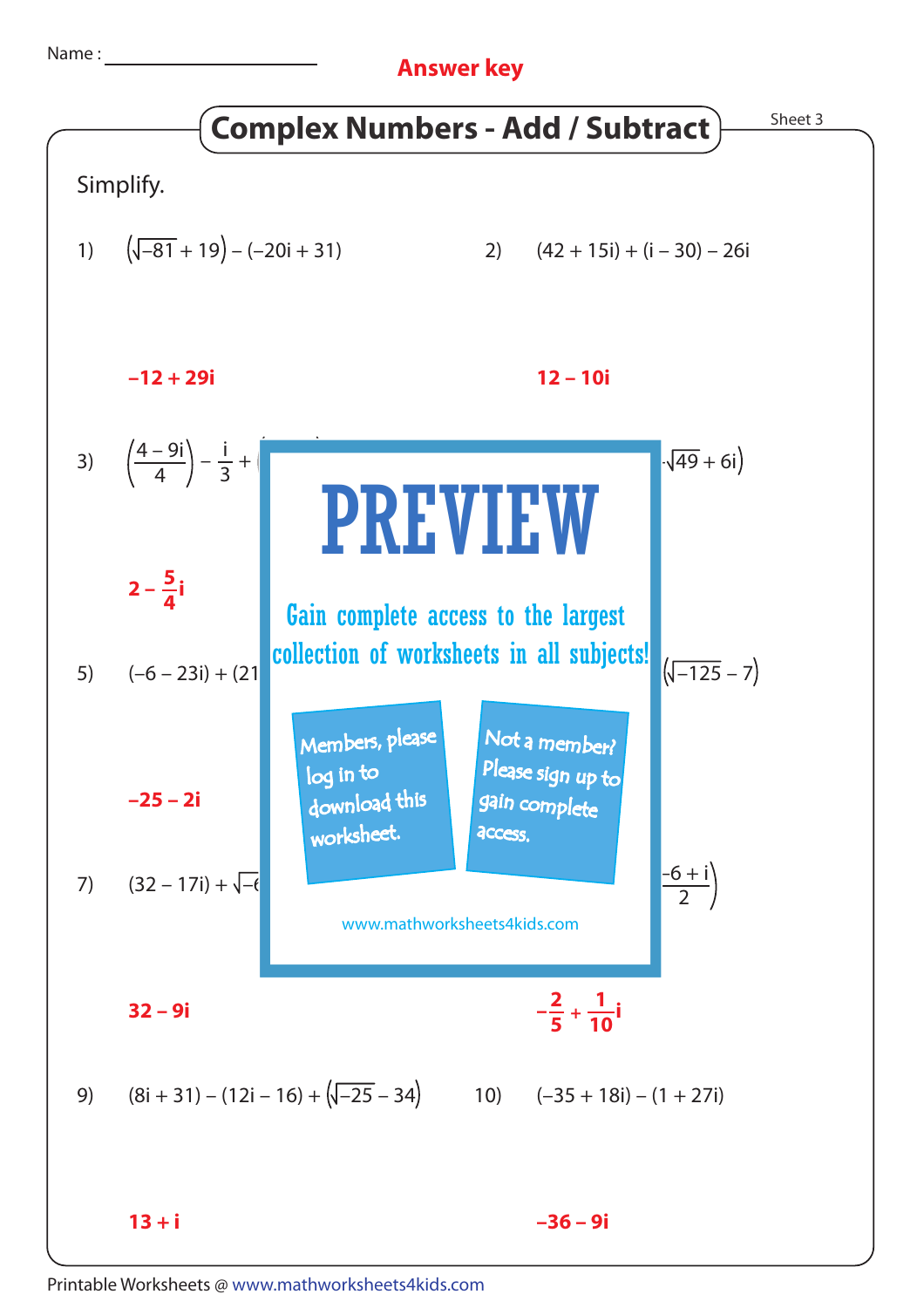Name : ____________________

**Answer key**

# Complex Numbers - Add / Subtract

Sheet 3

Simplify.

1) $\left(\sqrt{-81} + 19\right) - (-20i + 31)$

**$-12 + 29i$**

2) $(42 + 15i) + (i - 30) - 26i$

**$12 - 10i$**

3) $\left(\frac{4 - 9i}{4}\right) - \frac{i}{3} + ($

**$2 - \frac{5}{4}i$**

$\sqrt{49} + 6i)$

5) $(-6 - 23i) + (21$

**$-25 - 2i$**

$\left(\sqrt{-125} - 7\right)$

7) $(32 - 17i) + \sqrt{-6}$

**$32 - 9i$**

$\frac{-6 + i}{2}\Big)$

**$-\frac{2}{5} + \frac{1}{10}i$**

PREVIEW

Gain complete access to the largest collection of worksheets in all subjects!

Members, please log in to download this worksheet.

Not a member? Please sign up to gain complete access.

www.mathworksheets4kids.com

9) $(8i + 31) - (12i - 16) + \left(\sqrt{-25} - 34\right)$

**$13 + i$**

10) $(-35 + 18i) - (1 + 27i)$

**$-36 - 9i$**